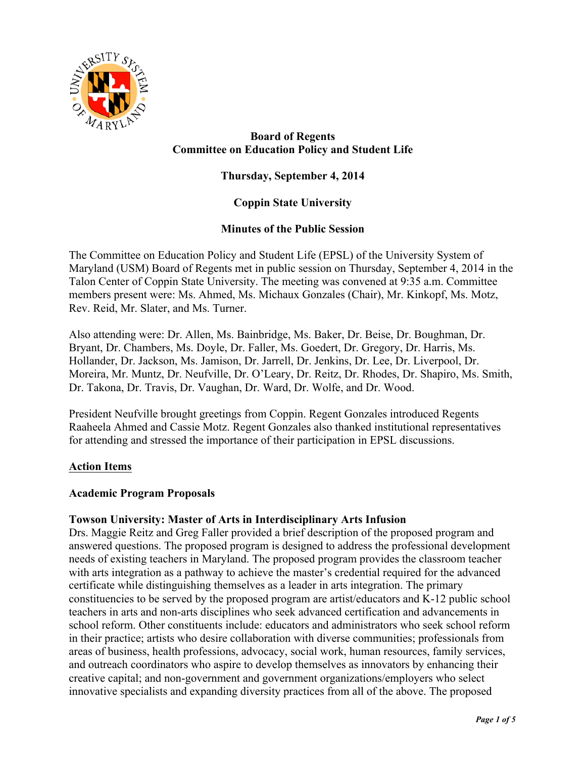**Board of Regents**
**Committee on Education Policy and Student Life**

**Thursday, September 4, 2014**

**Coppin State University**

**Minutes of the Public Session**

The Committee on Education Policy and Student Life (EPSL) of the University System of Maryland (USM) Board of Regents met in public session on Thursday, September 4, 2014 in the Talon Center of Coppin State University. The meeting was convened at 9:35 a.m. Committee members present were: Ms. Ahmed, Ms. Michaux Gonzales (Chair), Mr. Kinkopf, Ms. Motz, Rev. Reid, Mr. Slater, and Ms. Turner.

Also attending were: Dr. Allen, Ms. Bainbridge, Ms. Baker, Dr. Beise, Dr. Boughman, Dr. Bryant, Dr. Chambers, Ms. Doyle, Dr. Faller, Ms. Goedert, Dr. Gregory, Dr. Harris, Ms. Hollander, Dr. Jackson, Ms. Jamison, Dr. Jarrell, Dr. Jenkins, Dr. Lee, Dr. Liverpool, Dr. Moreira, Mr. Muntz, Dr. Neufville, Dr. O'Leary, Dr. Reitz, Dr. Rhodes, Dr. Shapiro, Ms. Smith, Dr. Takona, Dr. Travis, Dr. Vaughan, Dr. Ward, Dr. Wolfe, and Dr. Wood.

President Neufville brought greetings from Coppin. Regent Gonzales introduced Regents Raaheela Ahmed and Cassie Motz. Regent Gonzales also thanked institutional representatives for attending and stressed the importance of their participation in EPSL discussions.

## Action Items

### Academic Program Proposals

**Towson University: Master of Arts in Interdisciplinary Arts Infusion**

Drs. Maggie Reitz and Greg Faller provided a brief description of the proposed program and answered questions. The proposed program is designed to address the professional development needs of existing teachers in Maryland. The proposed program provides the classroom teacher with arts integration as a pathway to achieve the master's credential required for the advanced certificate while distinguishing themselves as a leader in arts integration. The primary constituencies to be served by the proposed program are artist/educators and K-12 public school teachers in arts and non-arts disciplines who seek advanced certification and advancements in school reform. Other constituents include: educators and administrators who seek school reform in their practice; artists who desire collaboration with diverse communities; professionals from areas of business, health professions, advocacy, social work, human resources, family services, and outreach coordinators who aspire to develop themselves as innovators by enhancing their creative capital; and non-government and government organizations/employers who select innovative specialists and expanding diversity practices from all of the above. The proposed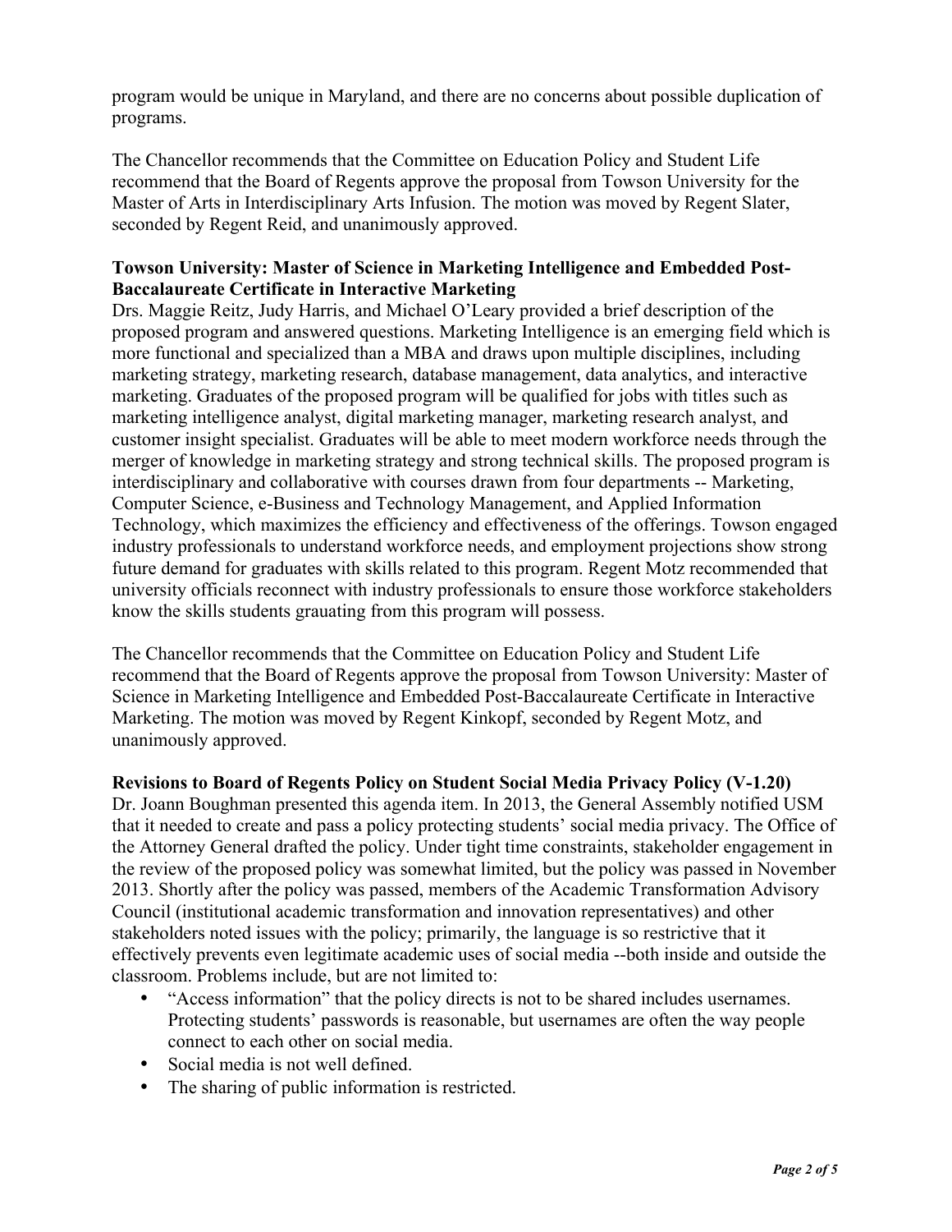program would be unique in Maryland, and there are no concerns about possible duplication of programs.

The Chancellor recommends that the Committee on Education Policy and Student Life recommend that the Board of Regents approve the proposal from Towson University for the Master of Arts in Interdisciplinary Arts Infusion. The motion was moved by Regent Slater, seconded by Regent Reid, and unanimously approved.

**Towson University: Master of Science in Marketing Intelligence and Embedded Post-Baccalaureate Certificate in Interactive Marketing**

Drs. Maggie Reitz, Judy Harris, and Michael O'Leary provided a brief description of the proposed program and answered questions. Marketing Intelligence is an emerging field which is more functional and specialized than a MBA and draws upon multiple disciplines, including marketing strategy, marketing research, database management, data analytics, and interactive marketing. Graduates of the proposed program will be qualified for jobs with titles such as marketing intelligence analyst, digital marketing manager, marketing research analyst, and customer insight specialist. Graduates will be able to meet modern workforce needs through the merger of knowledge in marketing strategy and strong technical skills. The proposed program is interdisciplinary and collaborative with courses drawn from four departments -- Marketing, Computer Science, e-Business and Technology Management, and Applied Information Technology, which maximizes the efficiency and effectiveness of the offerings. Towson engaged industry professionals to understand workforce needs, and employment projections show strong future demand for graduates with skills related to this program. Regent Motz recommended that university officials reconnect with industry professionals to ensure those workforce stakeholders know the skills students grauating from this program will possess.

The Chancellor recommends that the Committee on Education Policy and Student Life recommend that the Board of Regents approve the proposal from Towson University: Master of Science in Marketing Intelligence and Embedded Post-Baccalaureate Certificate in Interactive Marketing. The motion was moved by Regent Kinkopf, seconded by Regent Motz, and unanimously approved.

**Revisions to Board of Regents Policy on Student Social Media Privacy Policy (V-1.20)**

Dr. Joann Boughman presented this agenda item. In 2013, the General Assembly notified USM that it needed to create and pass a policy protecting students' social media privacy. The Office of the Attorney General drafted the policy. Under tight time constraints, stakeholder engagement in the review of the proposed policy was somewhat limited, but the policy was passed in November 2013. Shortly after the policy was passed, members of the Academic Transformation Advisory Council (institutional academic transformation and innovation representatives) and other stakeholders noted issues with the policy; primarily, the language is so restrictive that it effectively prevents even legitimate academic uses of social media --both inside and outside the classroom. Problems include, but are not limited to:

- "Access information" that the policy directs is not to be shared includes usernames. Protecting students' passwords is reasonable, but usernames are often the way people connect to each other on social media.
- Social media is not well defined.
- The sharing of public information is restricted.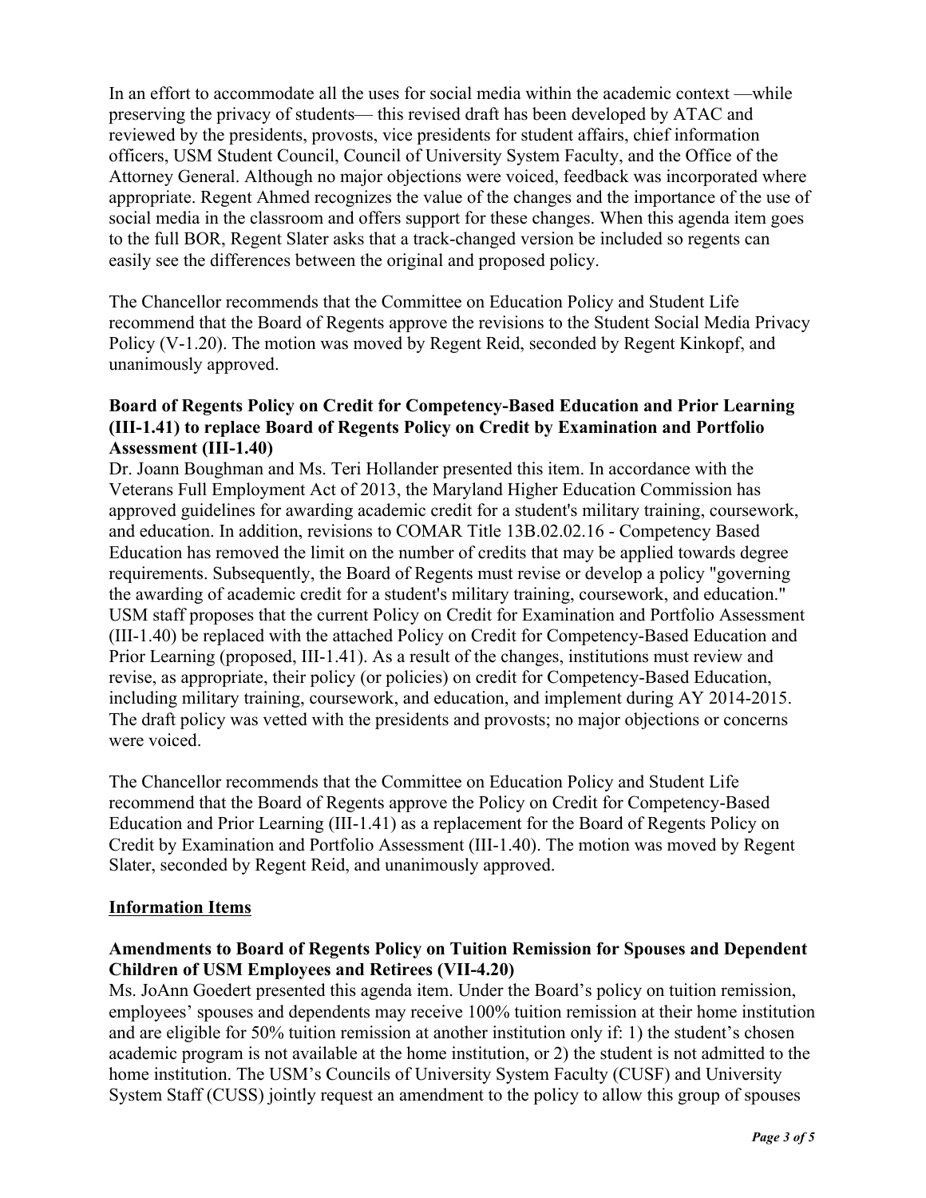In an effort to accommodate all the uses for social media within the academic context —while preserving the privacy of students— this revised draft has been developed by ATAC and reviewed by the presidents, provosts, vice presidents for student affairs, chief information officers, USM Student Council, Council of University System Faculty, and the Office of the Attorney General. Although no major objections were voiced, feedback was incorporated where appropriate. Regent Ahmed recognizes the value of the changes and the importance of the use of social media in the classroom and offers support for these changes. When this agenda item goes to the full BOR, Regent Slater asks that a track-changed version be included so regents can easily see the differences between the original and proposed policy.

The Chancellor recommends that the Committee on Education Policy and Student Life recommend that the Board of Regents approve the revisions to the Student Social Media Privacy Policy (V-1.20). The motion was moved by Regent Reid, seconded by Regent Kinkopf, and unanimously approved.

**Board of Regents Policy on Credit for Competency-Based Education and Prior Learning (III-1.41) to replace Board of Regents Policy on Credit by Examination and Portfolio Assessment (III-1.40)**

Dr. Joann Boughman and Ms. Teri Hollander presented this item. In accordance with the Veterans Full Employment Act of 2013, the Maryland Higher Education Commission has approved guidelines for awarding academic credit for a student's military training, coursework, and education. In addition, revisions to COMAR Title 13B.02.02.16 - Competency Based Education has removed the limit on the number of credits that may be applied towards degree requirements. Subsequently, the Board of Regents must revise or develop a policy "governing the awarding of academic credit for a student's military training, coursework, and education." USM staff proposes that the current Policy on Credit for Examination and Portfolio Assessment (III-1.40) be replaced with the attached Policy on Credit for Competency-Based Education and Prior Learning (proposed, III-1.41). As a result of the changes, institutions must review and revise, as appropriate, their policy (or policies) on credit for Competency-Based Education, including military training, coursework, and education, and implement during AY 2014-2015. The draft policy was vetted with the presidents and provosts; no major objections or concerns were voiced.

The Chancellor recommends that the Committee on Education Policy and Student Life recommend that the Board of Regents approve the Policy on Credit for Competency-Based Education and Prior Learning (III-1.41) as a replacement for the Board of Regents Policy on Credit by Examination and Portfolio Assessment (III-1.40). The motion was moved by Regent Slater, seconded by Regent Reid, and unanimously approved.

**<u>Information Items</u>**

**Amendments to Board of Regents Policy on Tuition Remission for Spouses and Dependent Children of USM Employees and Retirees (VII-4.20)**

Ms. JoAnn Goedert presented this agenda item. Under the Board's policy on tuition remission, employees' spouses and dependents may receive 100% tuition remission at their home institution and are eligible for 50% tuition remission at another institution only if: 1) the student's chosen academic program is not available at the home institution, or 2) the student is not admitted to the home institution. The USM's Councils of University System Faculty (CUSF) and University System Staff (CUSS) jointly request an amendment to the policy to allow this group of spouses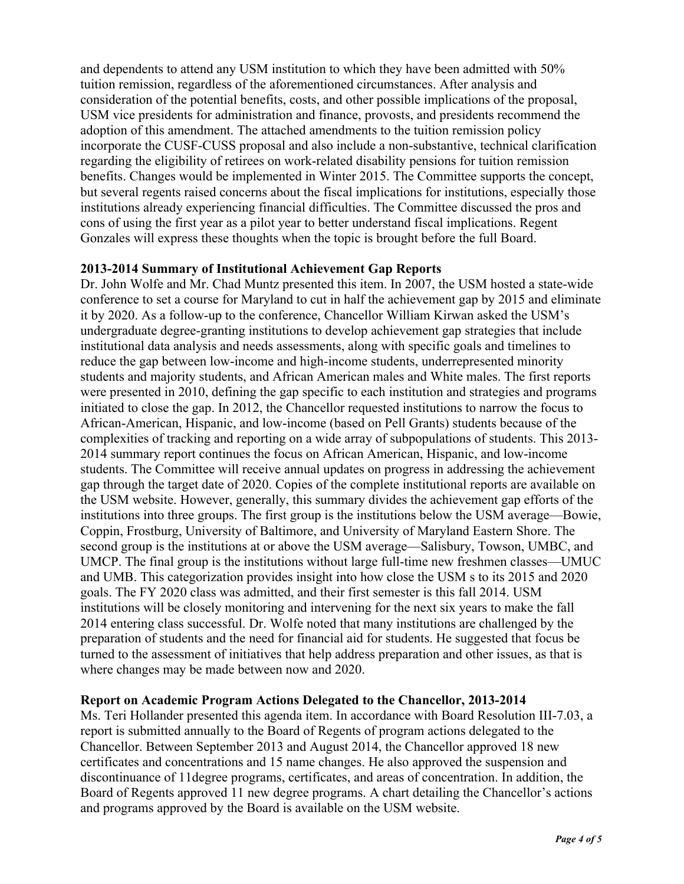and dependents to attend any USM institution to which they have been admitted with 50% tuition remission, regardless of the aforementioned circumstances. After analysis and consideration of the potential benefits, costs, and other possible implications of the proposal, USM vice presidents for administration and finance, provosts, and presidents recommend the adoption of this amendment. The attached amendments to the tuition remission policy incorporate the CUSF-CUSS proposal and also include a non-substantive, technical clarification regarding the eligibility of retirees on work-related disability pensions for tuition remission benefits. Changes would be implemented in Winter 2015. The Committee supports the concept, but several regents raised concerns about the fiscal implications for institutions, especially those institutions already experiencing financial difficulties. The Committee discussed the pros and cons of using the first year as a pilot year to better understand fiscal implications. Regent Gonzales will express these thoughts when the topic is brought before the full Board.

**2013-2014 Summary of Institutional Achievement Gap Reports**

Dr. John Wolfe and Mr. Chad Muntz presented this item. In 2007, the USM hosted a state-wide conference to set a course for Maryland to cut in half the achievement gap by 2015 and eliminate it by 2020. As a follow-up to the conference, Chancellor William Kirwan asked the USM's undergraduate degree-granting institutions to develop achievement gap strategies that include institutional data analysis and needs assessments, along with specific goals and timelines to reduce the gap between low-income and high-income students, underrepresented minority students and majority students, and African American males and White males. The first reports were presented in 2010, defining the gap specific to each institution and strategies and programs initiated to close the gap. In 2012, the Chancellor requested institutions to narrow the focus to African-American, Hispanic, and low-income (based on Pell Grants) students because of the complexities of tracking and reporting on a wide array of subpopulations of students. This 2013-2014 summary report continues the focus on African American, Hispanic, and low-income students. The Committee will receive annual updates on progress in addressing the achievement gap through the target date of 2020. Copies of the complete institutional reports are available on the USM website. However, generally, this summary divides the achievement gap efforts of the institutions into three groups. The first group is the institutions below the USM average—Bowie, Coppin, Frostburg, University of Baltimore, and University of Maryland Eastern Shore. The second group is the institutions at or above the USM average—Salisbury, Towson, UMBC, and UMCP. The final group is the institutions without large full-time new freshmen classes—UMUC and UMB. This categorization provides insight into how close the USM s to its 2015 and 2020 goals. The FY 2020 class was admitted, and their first semester is this fall 2014. USM institutions will be closely monitoring and intervening for the next six years to make the fall 2014 entering class successful. Dr. Wolfe noted that many institutions are challenged by the preparation of students and the need for financial aid for students. He suggested that focus be turned to the assessment of initiatives that help address preparation and other issues, as that is where changes may be made between now and 2020.

**Report on Academic Program Actions Delegated to the Chancellor, 2013-2014**

Ms. Teri Hollander presented this agenda item. In accordance with Board Resolution III-7.03, a report is submitted annually to the Board of Regents of program actions delegated to the Chancellor. Between September 2013 and August 2014, the Chancellor approved 18 new certificates and concentrations and 15 name changes. He also approved the suspension and discontinuance of 11degree programs, certificates, and areas of concentration. In addition, the Board of Regents approved 11 new degree programs. A chart detailing the Chancellor's actions and programs approved by the Board is available on the USM website.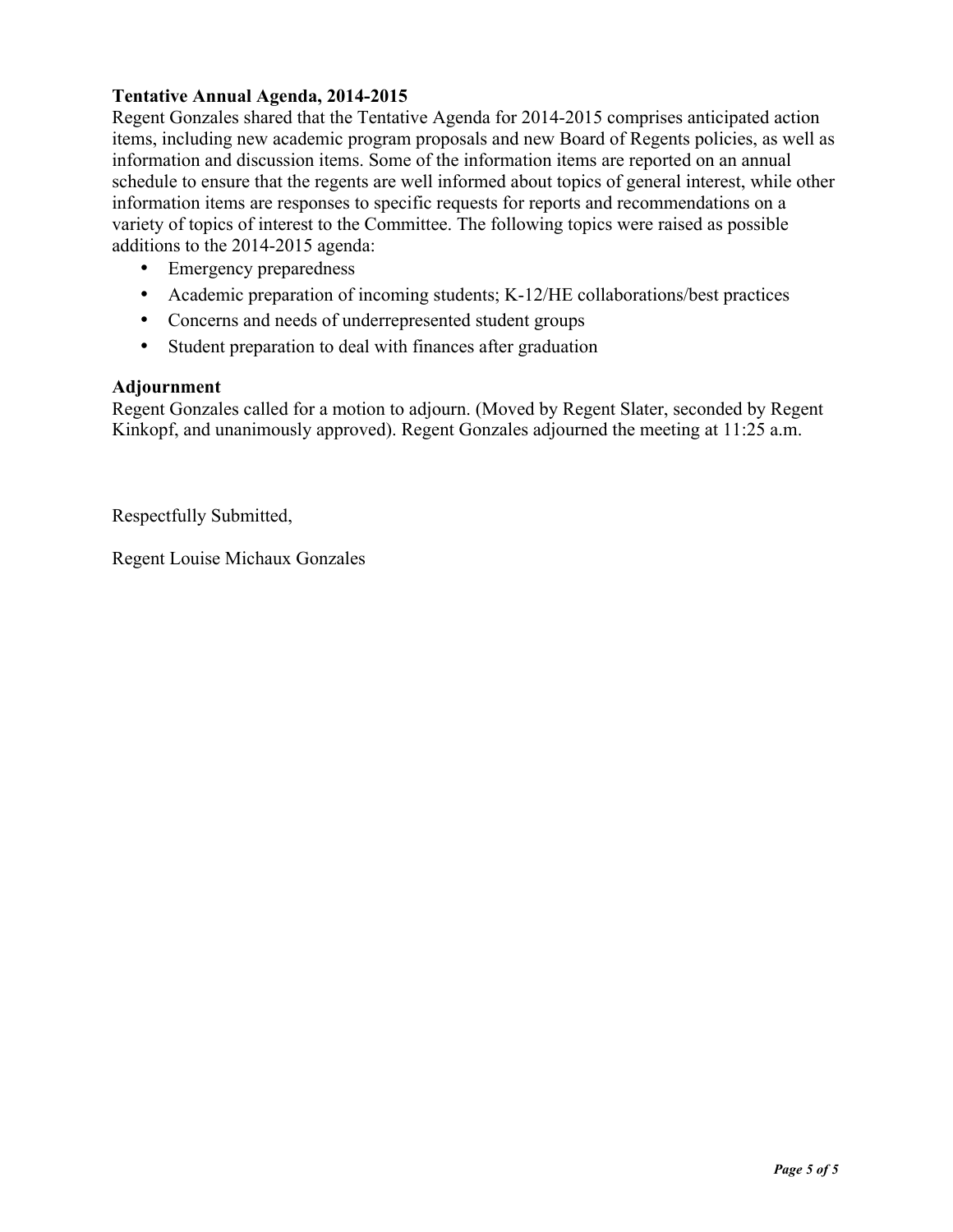### Tentative Annual Agenda, 2014-2015

Regent Gonzales shared that the Tentative Agenda for 2014-2015 comprises anticipated action items, including new academic program proposals and new Board of Regents policies, as well as information and discussion items. Some of the information items are reported on an annual schedule to ensure that the regents are well informed about topics of general interest, while other information items are responses to specific requests for reports and recommendations on a variety of topics of interest to the Committee. The following topics were raised as possible additions to the 2014-2015 agenda:

- Emergency preparedness
- Academic preparation of incoming students; K-12/HE collaborations/best practices
- Concerns and needs of underrepresented student groups
- Student preparation to deal with finances after graduation

### Adjournment

Regent Gonzales called for a motion to adjourn. (Moved by Regent Slater, seconded by Regent Kinkopf, and unanimously approved). Regent Gonzales adjourned the meeting at 11:25 a.m.

Respectfully Submitted,

Regent Louise Michaux Gonzales